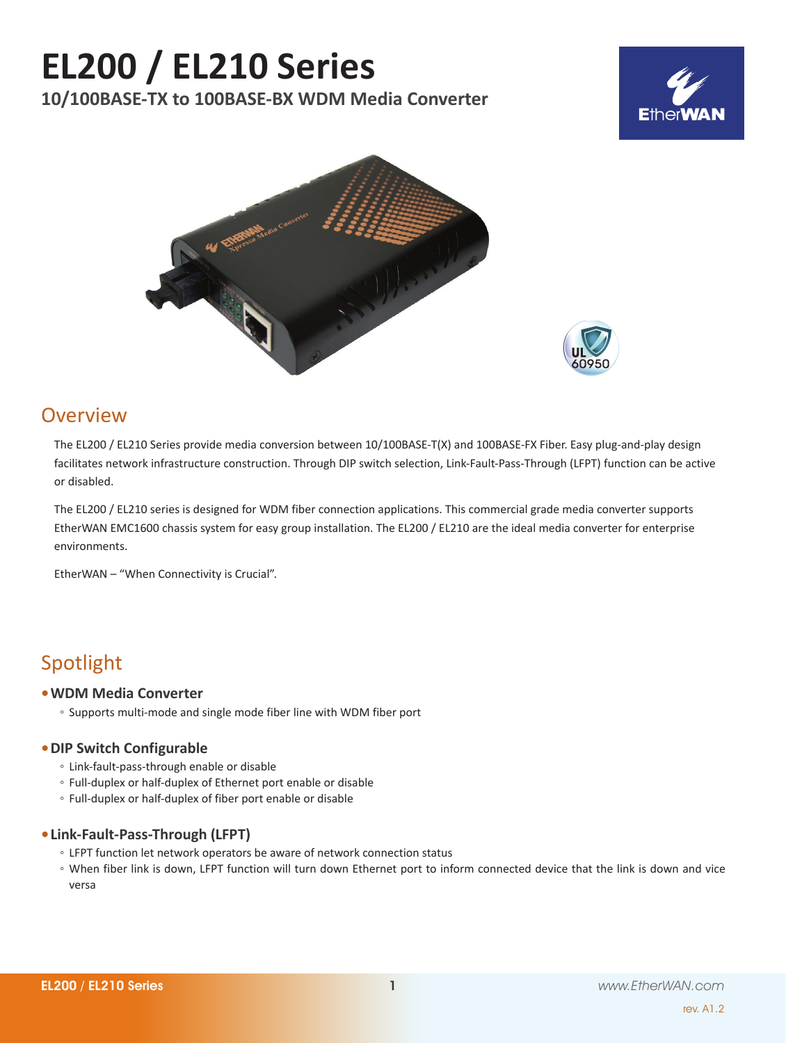# EL200 / EL210 Series

**10/100BASE-TX to 100BASE-BX WDM Media Converter**

## Overview

The EL200 / EL210 Series provide media conversion between 10/100BASE-T(X) and 100BASE-FX Fiber. Easy plug-and-play design facilitates network infrastructure construction. Through DIP switch selection, Link-Fault-Pass-Through (LFPT) function can be active or disabled.

The EL200 / EL210 series is designed for WDM fiber connection applications. This commercial grade media converter supports EtherWAN EMC1600 chassis system for easy group installation. The EL200 / EL210 are the ideal media converter for enterprise environments.

EtherWAN – "When Connectivity is Crucial".

## Spotlight

- **WDM Media Converter**
  - Supports multi-mode and single mode fiber line with WDM fiber port

- **DIP Switch Configurable**
  - Link-fault-pass-through enable or disable
  - Full-duplex or half-duplex of Ethernet port enable or disable
  - Full-duplex or half-duplex of fiber port enable or disable

- **Link-Fault-Pass-Through (LFPT)**
  - LFPT function let network operators be aware of network connection status
  - When fiber link is down, LFPT function will turn down Ethernet port to inform connected device that the link is down and vice versa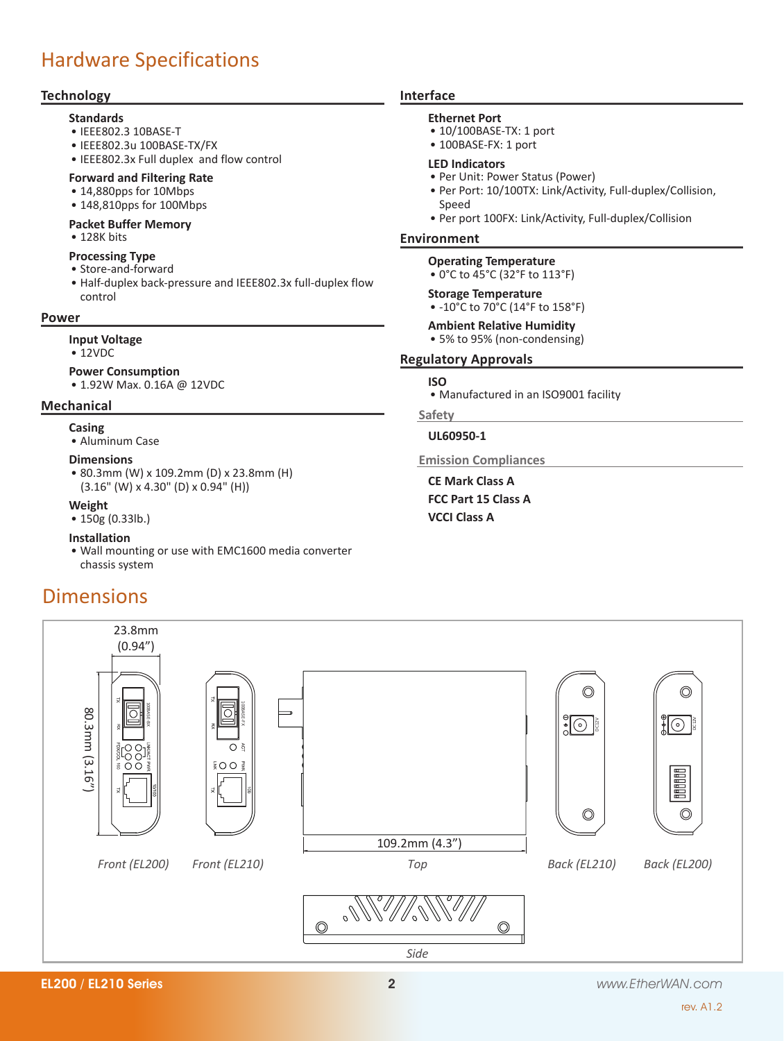# Hardware Specifications

## Technology

### Standards
- IEEE802.3 10BASE-T
- IEEE802.3u 100BASE-TX/FX
- IEEE802.3x Full duplex  and flow control

### Forward and Filtering Rate
- 14,880pps for 10Mbps
- 148,810pps for 100Mbps

### Packet Buffer Memory
- 128K bits

### Processing Type
- Store-and-forward
- Half-duplex back-pressure and IEEE802.3x full-duplex flow control

## Power

### Input Voltage
- 12VDC

### Power Consumption
- 1.92W Max. 0.16A @ 12VDC

## Mechanical

### Casing
- Aluminum Case

### Dimensions
- 80.3mm (W) x 109.2mm (D) x 23.8mm (H) (3.16" (W) x 4.30" (D) x 0.94" (H))

### Weight
- 150g (0.33lb.)

### Installation
- Wall mounting or use with EMC1600 media converter chassis system

## Interface

### Ethernet Port
- 10/100BASE-TX: 1 port
- 100BASE-FX: 1 port

### LED Indicators
- Per Unit: Power Status (Power)
- Per Port: 10/100TX: Link/Activity, Full-duplex/Collision, Speed
- Per port 100FX: Link/Activity, Full-duplex/Collision

## Environment

### Operating Temperature
- 0°C to 45°C (32°F to 113°F)

### Storage Temperature
- -10°C to 70°C (14°F to 158°F)

### Ambient Relative Humidity
- 5% to 95% (non-condensing)

## Regulatory Approvals

### ISO
- Manufactured in an ISO9001 facility

### Safety

**UL60950-1**

### Emission Compliances

**CE Mark Class A**

**FCC Part 15 Class A**

**VCCI Class A**

# Dimensions

23.8mm (0.94")

80.3mm (3.16")

109.2mm (4.3")

*Front (EL200)* *Front (EL210)* *Top* *Back (EL210)* *Back (EL200)*

*Side*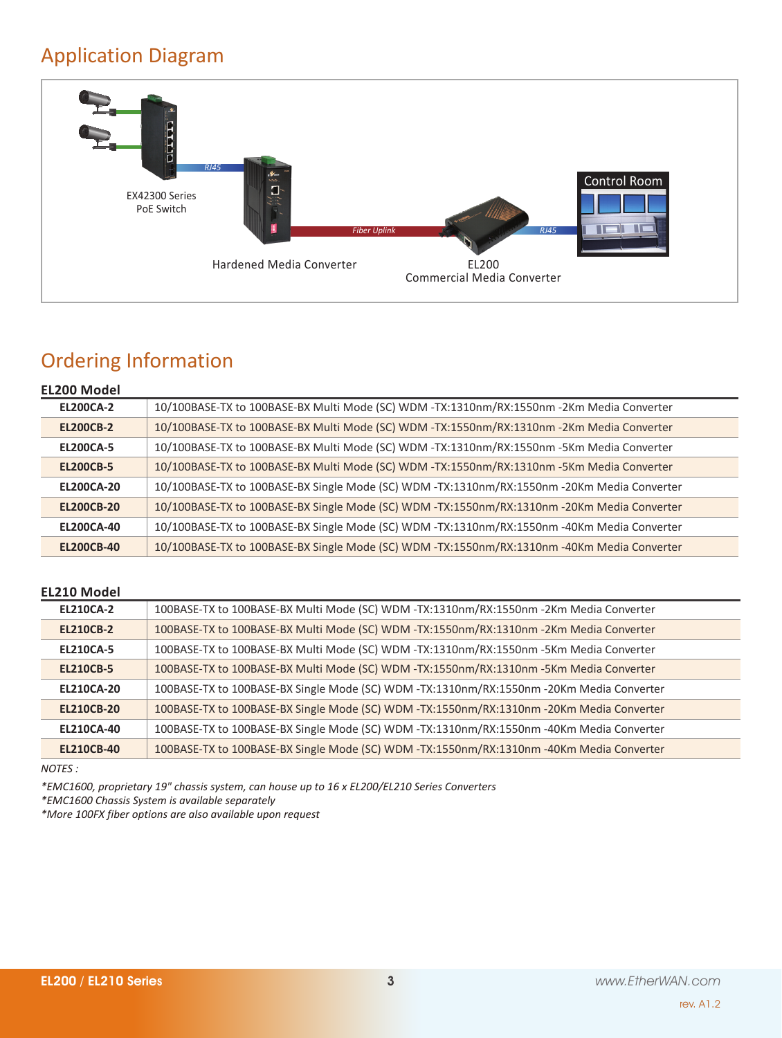## Application Diagram

EX42300 Series
PoE Switch

RJ45

Hardened Media Converter

Fiber Uplink

EL200
Commercial Media Converter

RJ45

Control Room

## Ordering Information

### EL200 Model

| | |
|---|---|
| **EL200CA-2** | 10/100BASE-TX to 100BASE-BX Multi Mode (SC) WDM -TX:1310nm/RX:1550nm -2Km Media Converter |
| **EL200CB-2** | 10/100BASE-TX to 100BASE-BX Multi Mode (SC) WDM -TX:1550nm/RX:1310nm -2Km Media Converter |
| **EL200CA-5** | 10/100BASE-TX to 100BASE-BX Multi Mode (SC) WDM -TX:1310nm/RX:1550nm -5Km Media Converter |
| **EL200CB-5** | 10/100BASE-TX to 100BASE-BX Multi Mode (SC) WDM -TX:1550nm/RX:1310nm -5Km Media Converter |
| **EL200CA-20** | 10/100BASE-TX to 100BASE-BX Single Mode (SC) WDM -TX:1310nm/RX:1550nm -20Km Media Converter |
| **EL200CB-20** | 10/100BASE-TX to 100BASE-BX Single Mode (SC) WDM -TX:1550nm/RX:1310nm -20Km Media Converter |
| **EL200CA-40** | 10/100BASE-TX to 100BASE-BX Single Mode (SC) WDM -TX:1310nm/RX:1550nm -40Km Media Converter |
| **EL200CB-40** | 10/100BASE-TX to 100BASE-BX Single Mode (SC) WDM -TX:1550nm/RX:1310nm -40Km Media Converter |

### EL210 Model

| | |
|---|---|
| **EL210CA-2** | 100BASE-TX to 100BASE-BX Multi Mode (SC) WDM -TX:1310nm/RX:1550nm -2Km Media Converter |
| **EL210CB-2** | 100BASE-TX to 100BASE-BX Multi Mode (SC) WDM -TX:1550nm/RX:1310nm -2Km Media Converter |
| **EL210CA-5** | 100BASE-TX to 100BASE-BX Multi Mode (SC) WDM -TX:1310nm/RX:1550nm -5Km Media Converter |
| **EL210CB-5** | 100BASE-TX to 100BASE-BX Multi Mode (SC) WDM -TX:1550nm/RX:1310nm -5Km Media Converter |
| **EL210CA-20** | 100BASE-TX to 100BASE-BX Single Mode (SC) WDM -TX:1310nm/RX:1550nm -20Km Media Converter |
| **EL210CB-20** | 100BASE-TX to 100BASE-BX Single Mode (SC) WDM -TX:1550nm/RX:1310nm -20Km Media Converter |
| **EL210CA-40** | 100BASE-TX to 100BASE-BX Single Mode (SC) WDM -TX:1310nm/RX:1550nm -40Km Media Converter |
| **EL210CB-40** | 100BASE-TX to 100BASE-BX Single Mode (SC) WDM -TX:1550nm/RX:1310nm -40Km Media Converter |

*NOTES :*

*\*EMC1600, proprietary 19" chassis system, can house up to 16 x EL200/EL210 Series Converters*
*\*EMC1600 Chassis System is available separately*
*\*More 100FX fiber options are also available upon request*

rev. A1.2